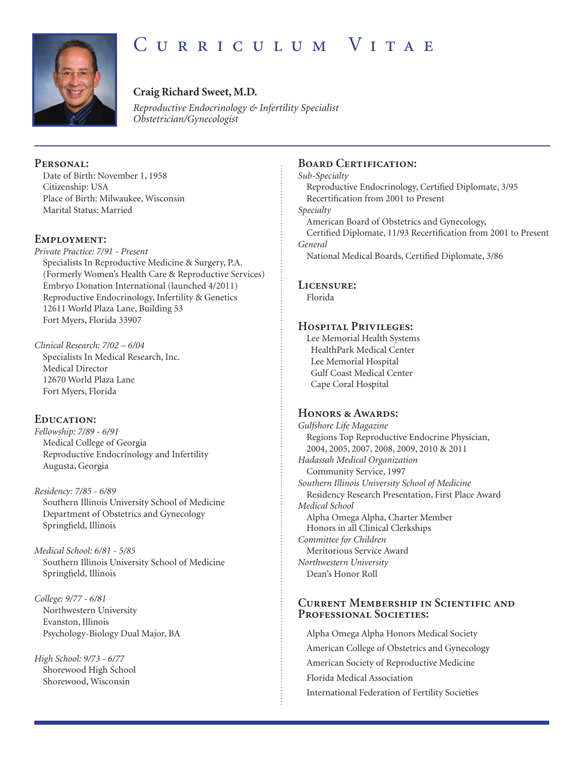# Curriculum Vitae

**Craig Richard Sweet, M.D.**

*Reproductive Endocrinology & Infertility Specialist*
*Obstetrician/Gynecologist*

## Personal:

Date of Birth: November 1, 1958
Citizenship: USA
Place of Birth: Milwaukee, Wisconsin
Marital Status: Married

## Employment:

*Private Practice: 7/91 - Present*
Specialists In Reproductive Medicine & Surgery, P.A.
(Formerly Women's Health Care & Reproductive Services)
Embryo Donation International (launched 4/2011)
Reproductive Endocrinology, Infertility & Genetics
12611 World Plaza Lane, Building 53
Fort Myers, Florida 33907

*Clinical Research: 7/02 – 6/04*
Specialists In Medical Research, Inc.
Medical Director
12670 World Plaza Lane
Fort Myers, Florida

## Education:

*Fellowship: 7/89 - 6/91*
Medical College of Georgia
Reproductive Endocrinology and Infertility
Augusta, Georgia

*Residency: 7/85 - 6/89*
Southern Illinois University School of Medicine
Department of Obstetrics and Gynecology
Springfield, Illinois

*Medical School: 6/81 - 5/85*
Southern Illinois University School of Medicine
Springfield, Illinois

*College: 9/77 - 6/81*
Northwestern University
Evanston, Illinois
Psychology-Biology Dual Major, BA

*High School: 9/73 - 6/77*
Shorewood High School
Shorewood, Wisconsin

## Board Certification:

*Sub-Specialty*
Reproductive Endocrinology, Certified Diplomate, 3/95
Recertification from 2001 to Present

*Specialty*
American Board of Obstetrics and Gynecology,
Certified Diplomate, 11/93 Recertification from 2001 to Present

*General*
National Medical Boards, Certified Diplomate, 3/86

## Licensure:

Florida

## Hospital Privileges:

Lee Memorial Health Systems
- HealthPark Medical Center
- Lee Memorial Hospital
- Gulf Coast Medical Center
- Cape Coral Hospital

## Honors & Awards:

*Gulfshore Life Magazine*
Regions Top Reproductive Endocrine Physician,
2004, 2005, 2007, 2008, 2009, 2010 & 2011

*Hadassah Medical Organization*
Community Service, 1997

*Southern Illinois University School of Medicine*
Residency Research Presentation, First Place Award

*Medical School*
Alpha Omega Alpha, Charter Member
Honors in all Clinical Clerkships

*Committee for Children*
Meritorious Service Award

*Northwestern University*
Dean's Honor Roll

## Current Membership in Scientific and Professional Societies:

Alpha Omega Alpha Honors Medical Society
American College of Obstetrics and Gynecology
American Society of Reproductive Medicine
Florida Medical Association
International Federation of Fertility Societies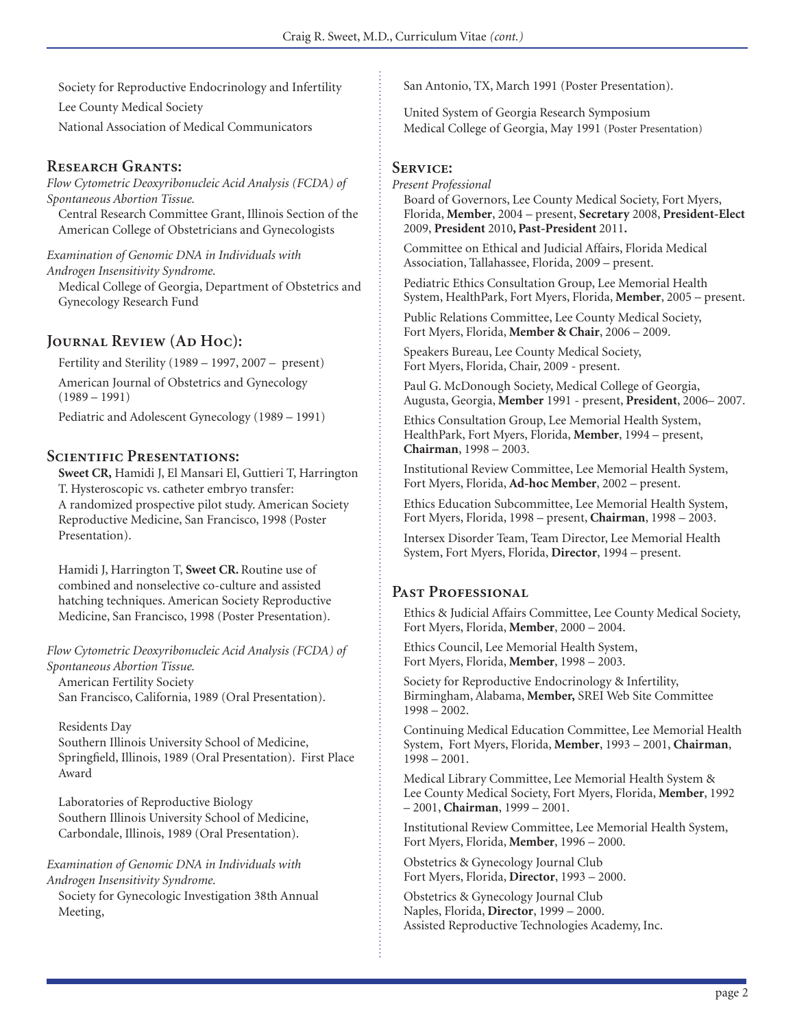Society for Reproductive Endocrinology and Infertility

Lee County Medical Society

National Association of Medical Communicators

## Research Grants:

*Flow Cytometric Deoxyribonucleic Acid Analysis (FCDA) of Spontaneous Abortion Tissue.*

Central Research Committee Grant, Illinois Section of the American College of Obstetricians and Gynecologists

*Examination of Genomic DNA in Individuals with Androgen Insensitivity Syndrome.*

Medical College of Georgia, Department of Obstetrics and Gynecology Research Fund

## Journal Review (Ad Hoc):

Fertility and Sterility (1989 – 1997, 2007 – present)

American Journal of Obstetrics and Gynecology (1989 – 1991)

Pediatric and Adolescent Gynecology (1989 – 1991)

## Scientific Presentations:

**Sweet CR,** Hamidi J, El Mansari El, Guttieri T, Harrington T. Hysteroscopic vs. catheter embryo transfer: A randomized prospective pilot study. American Society Reproductive Medicine, San Francisco, 1998 (Poster Presentation).

Hamidi J, Harrington T, **Sweet CR.** Routine use of combined and nonselective co-culture and assisted hatching techniques. American Society Reproductive Medicine, San Francisco, 1998 (Poster Presentation).

*Flow Cytometric Deoxyribonucleic Acid Analysis (FCDA) of Spontaneous Abortion Tissue.*

American Fertility Society
San Francisco, California, 1989 (Oral Presentation).

Residents Day
Southern Illinois University School of Medicine, Springfield, Illinois, 1989 (Oral Presentation). First Place Award

Laboratories of Reproductive Biology
Southern Illinois University School of Medicine, Carbondale, Illinois, 1989 (Oral Presentation).

*Examination of Genomic DNA in Individuals with Androgen Insensitivity Syndrome.*

Society for Gynecologic Investigation 38th Annual Meeting,
San Antonio, TX, March 1991 (Poster Presentation).

United System of Georgia Research Symposium
Medical College of Georgia, May 1991 (Poster Presentation)

## Service:

*Present Professional*

Board of Governors, Lee County Medical Society, Fort Myers, Florida, **Member**, 2004 – present, **Secretary** 2008, **President-Elect** 2009, **President** 2010**, Past-President** 2011**.**

Committee on Ethical and Judicial Affairs, Florida Medical Association, Tallahassee, Florida, 2009 – present.

Pediatric Ethics Consultation Group, Lee Memorial Health System, HealthPark, Fort Myers, Florida, **Member**, 2005 – present.

Public Relations Committee, Lee County Medical Society, Fort Myers, Florida, **Member & Chair**, 2006 – 2009.

Speakers Bureau, Lee County Medical Society, Fort Myers, Florida, Chair, 2009 - present.

Paul G. McDonough Society, Medical College of Georgia, Augusta, Georgia, **Member** 1991 - present, **President**, 2006– 2007.

Ethics Consultation Group, Lee Memorial Health System, HealthPark, Fort Myers, Florida, **Member**, 1994 – present, **Chairman**, 1998 – 2003.

Institutional Review Committee, Lee Memorial Health System, Fort Myers, Florida, **Ad-hoc Member**, 2002 – present.

Ethics Education Subcommittee, Lee Memorial Health System, Fort Myers, Florida, 1998 – present, **Chairman**, 1998 – 2003.

Intersex Disorder Team, Team Director, Lee Memorial Health System, Fort Myers, Florida, **Director**, 1994 – present.

## Past Professional

Ethics & Judicial Affairs Committee, Lee County Medical Society, Fort Myers, Florida, **Member**, 2000 – 2004.

Ethics Council, Lee Memorial Health System, Fort Myers, Florida, **Member**, 1998 – 2003.

Society for Reproductive Endocrinology & Infertility, Birmingham, Alabama, **Member,** SREI Web Site Committee 1998 – 2002.

Continuing Medical Education Committee, Lee Memorial Health System, Fort Myers, Florida, **Member**, 1993 – 2001, **Chairman**, 1998 – 2001.

Medical Library Committee, Lee Memorial Health System & Lee County Medical Society, Fort Myers, Florida, **Member**, 1992 – 2001, **Chairman**, 1999 – 2001.

Institutional Review Committee, Lee Memorial Health System, Fort Myers, Florida, **Member**, 1996 – 2000.

Obstetrics & Gynecology Journal Club
Fort Myers, Florida, **Director**, 1993 – 2000.

Obstetrics & Gynecology Journal Club
Naples, Florida, **Director**, 1999 – 2000.
Assisted Reproductive Technologies Academy, Inc.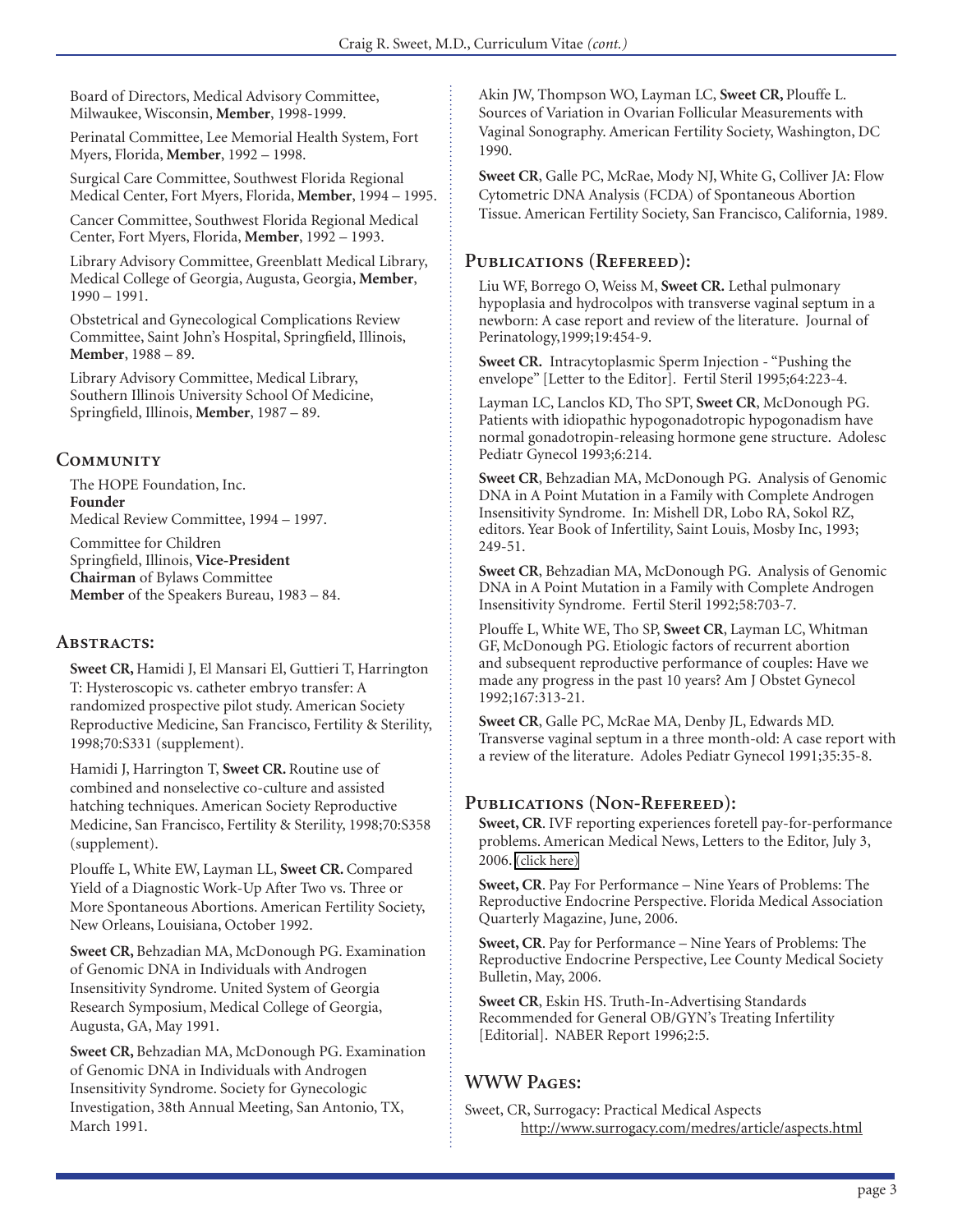Board of Directors, Medical Advisory Committee, Milwaukee, Wisconsin, **Member**, 1998-1999.

Perinatal Committee, Lee Memorial Health System, Fort Myers, Florida, **Member**, 1992 – 1998.

Surgical Care Committee, Southwest Florida Regional Medical Center, Fort Myers, Florida, **Member**, 1994 – 1995.

Cancer Committee, Southwest Florida Regional Medical Center, Fort Myers, Florida, **Member**, 1992 – 1993.

Library Advisory Committee, Greenblatt Medical Library, Medical College of Georgia, Augusta, Georgia, **Member**, 1990 – 1991.

Obstetrical and Gynecological Complications Review Committee, Saint John's Hospital, Springfield, Illinois, **Member**, 1988 – 89.

Library Advisory Committee, Medical Library, Southern Illinois University School Of Medicine, Springfield, Illinois, **Member**, 1987 – 89.

## Community

The HOPE Foundation, Inc.
**Founder**
Medical Review Committee, 1994 – 1997.

Committee for Children
Springfield, Illinois, **Vice-President**
**Chairman** of Bylaws Committee
**Member** of the Speakers Bureau, 1983 – 84.

## Abstracts:

**Sweet CR,** Hamidi J, El Mansari El, Guttieri T, Harrington T: Hysteroscopic vs. catheter embryo transfer: A randomized prospective pilot study. American Society Reproductive Medicine, San Francisco, Fertility & Sterility, 1998;70:S331 (supplement).

Hamidi J, Harrington T, **Sweet CR.** Routine use of combined and nonselective co-culture and assisted hatching techniques. American Society Reproductive Medicine, San Francisco, Fertility & Sterility, 1998;70:S358 (supplement).

Plouffe L, White EW, Layman LL, **Sweet CR.** Compared Yield of a Diagnostic Work-Up After Two vs. Three or More Spontaneous Abortions. American Fertility Society, New Orleans, Louisiana, October 1992.

**Sweet CR,** Behzadian MA, McDonough PG. Examination of Genomic DNA in Individuals with Androgen Insensitivity Syndrome. United System of Georgia Research Symposium, Medical College of Georgia, Augusta, GA, May 1991.

**Sweet CR,** Behzadian MA, McDonough PG. Examination of Genomic DNA in Individuals with Androgen Insensitivity Syndrome. Society for Gynecologic Investigation, 38th Annual Meeting, San Antonio, TX, March 1991.

Akin JW, Thompson WO, Layman LC, **Sweet CR,** Plouffe L. Sources of Variation in Ovarian Follicular Measurements with Vaginal Sonography. American Fertility Society, Washington, DC 1990.

**Sweet CR**, Galle PC, McRae, Mody NJ, White G, Colliver JA: Flow Cytometric DNA Analysis (FCDA) of Spontaneous Abortion Tissue. American Fertility Society, San Francisco, California, 1989.

## Publications (Refereed):

Liu WF, Borrego O, Weiss M, **Sweet CR.** Lethal pulmonary hypoplasia and hydrocolpos with transverse vaginal septum in a newborn: A case report and review of the literature. Journal of Perinatology,1999;19:454-9.

**Sweet CR.** Intracytoplasmic Sperm Injection - "Pushing the envelope" [Letter to the Editor]. Fertil Steril 1995;64:223-4.

Layman LC, Lanclos KD, Tho SPT, **Sweet CR**, McDonough PG. Patients with idiopathic hypogonadotropic hypogonadism have normal gonadotropin-releasing hormone gene structure. Adolesc Pediatr Gynecol 1993;6:214.

**Sweet CR**, Behzadian MA, McDonough PG. Analysis of Genomic DNA in A Point Mutation in a Family with Complete Androgen Insensitivity Syndrome. In: Mishell DR, Lobo RA, Sokol RZ, editors. Year Book of Infertility, Saint Louis, Mosby Inc, 1993; 249-51.

**Sweet CR**, Behzadian MA, McDonough PG. Analysis of Genomic DNA in A Point Mutation in a Family with Complete Androgen Insensitivity Syndrome. Fertil Steril 1992;58:703-7.

Plouffe L, White WE, Tho SP, **Sweet CR**, Layman LC, Whitman GF, McDonough PG. Etiologic factors of recurrent abortion and subsequent reproductive performance of couples: Have we made any progress in the past 10 years? Am J Obstet Gynecol 1992;167:313-21.

**Sweet CR**, Galle PC, McRae MA, Denby JL, Edwards MD. Transverse vaginal septum in a three month-old: A case report with a review of the literature. Adoles Pediatr Gynecol 1991;35:35-8.

## Publications (Non-Refereed):

**Sweet, CR**. IVF reporting experiences foretell pay-for-performance problems. American Medical News, Letters to the Editor, July 3, 2006. (click here)

**Sweet, CR**. Pay For Performance – Nine Years of Problems: The Reproductive Endocrine Perspective. Florida Medical Association Quarterly Magazine, June, 2006.

**Sweet, CR**. Pay for Performance – Nine Years of Problems: The Reproductive Endocrine Perspective, Lee County Medical Society Bulletin, May, 2006.

**Sweet CR**, Eskin HS. Truth-In-Advertising Standards Recommended for General OB/GYN's Treating Infertility [Editorial]. NABER Report 1996;2:5.

## WWW Pages:

Sweet, CR, Surrogacy: Practical Medical Aspects
http://www.surrogacy.com/medres/article/aspects.html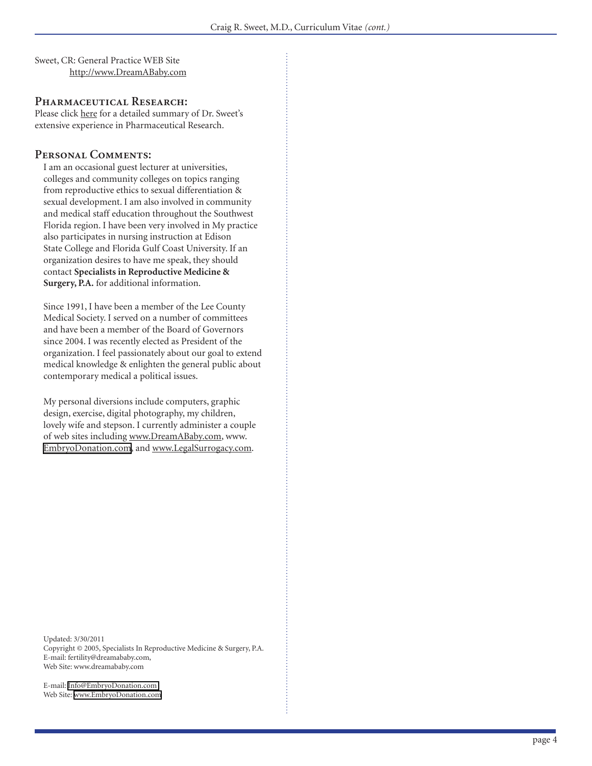Sweet, CR: General Practice WEB Site
http://www.DreamABaby.com

## Pharmaceutical Research:

Please click here for a detailed summary of Dr. Sweet's extensive experience in Pharmaceutical Research.

## Personal Comments:

I am an occasional guest lecturer at universities, colleges and community colleges on topics ranging from reproductive ethics to sexual differentiation & sexual development. I am also involved in community and medical staff education throughout the Southwest Florida region. I have been very involved in My practice also participates in nursing instruction at Edison State College and Florida Gulf Coast University. If an organization desires to have me speak, they should contact **Specialists in Reproductive Medicine & Surgery, P.A.** for additional information.

Since 1991, I have been a member of the Lee County Medical Society. I served on a number of committees and have been a member of the Board of Governors since 2004. I was recently elected as President of the organization. I feel passionately about our goal to extend medical knowledge & enlighten the general public about contemporary medical a political issues.

My personal diversions include computers, graphic design, exercise, digital photography, my children, lovely wife and stepson. I currently administer a couple of web sites including www.DreamABaby.com, www.EmbryoDonation.com, and www.LegalSurrogacy.com.

Updated: 3/30/2011
Copyright © 2005, Specialists In Reproductive Medicine & Surgery, P.A.
E-mail: fertility@dreamababy.com,
Web Site: www.dreamababy.com

E-mail: Info@EmbryoDonation.com
Web Site: www.EmbryoDonation.com